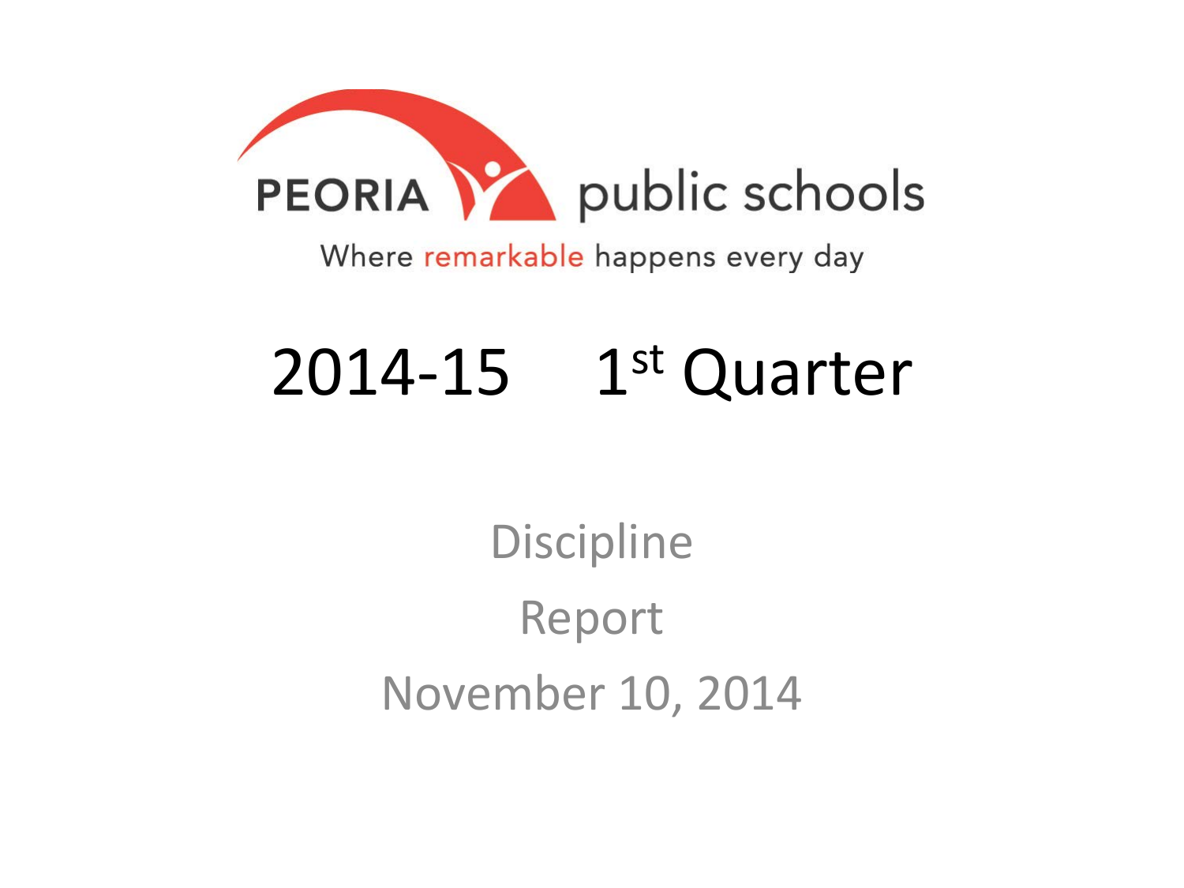PEORIA public schools

Where remarkable happens every day

# 2014-15 1st Quarter

Discipline

Report

November 10, 2014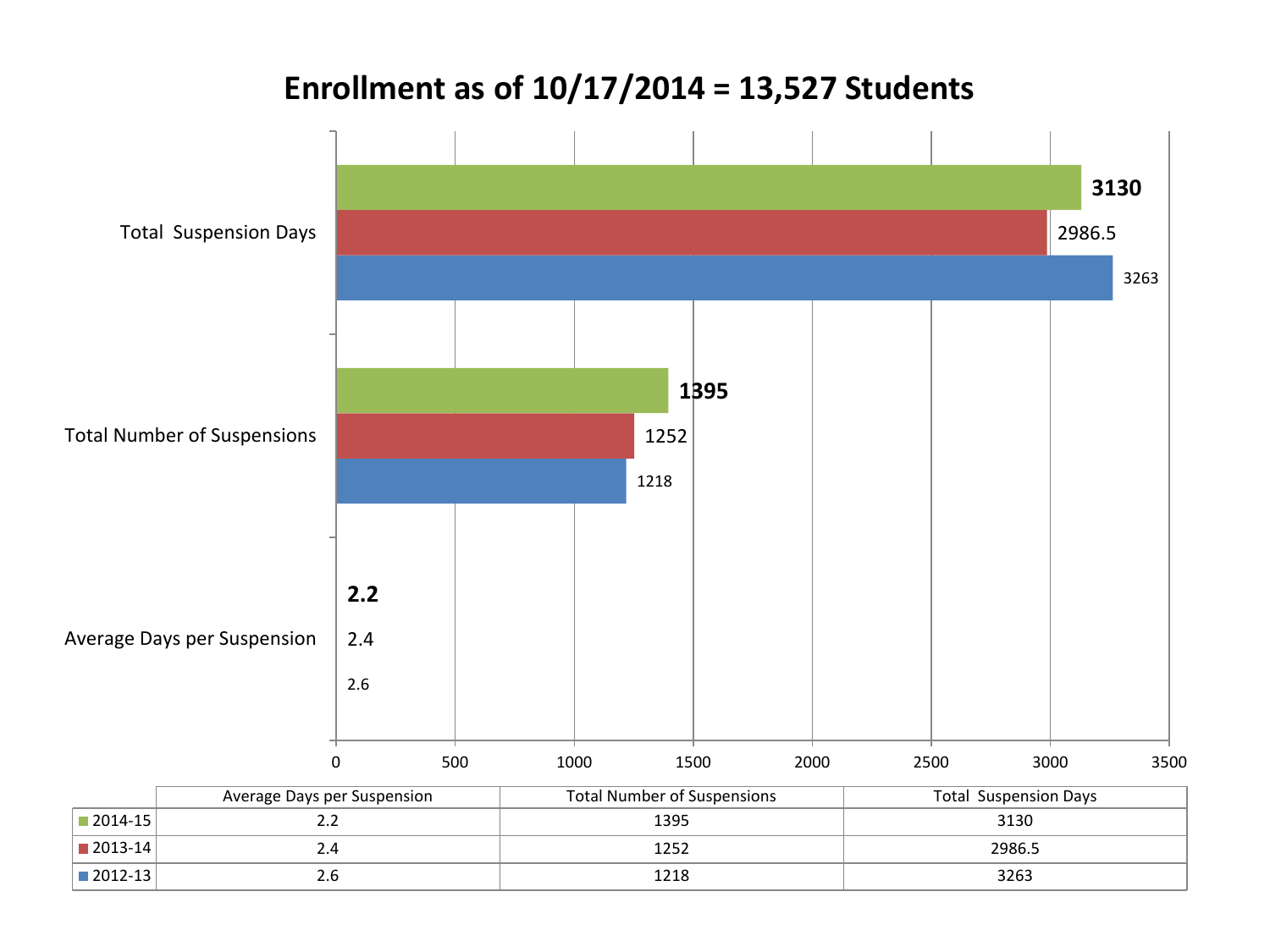# Enrollment as of 10/17/2014 = 13,527 Students

| | Average Days per Suspension | Total Number of Suspensions | Total Suspension Days |
|---|---|---|---|
| 2014-15 | 2.2 | 1395 | 3130 |
| 2013-14 | 2.4 | 1252 | 2986.5 |
| 2012-13 | 2.6 | 1218 | 3263 |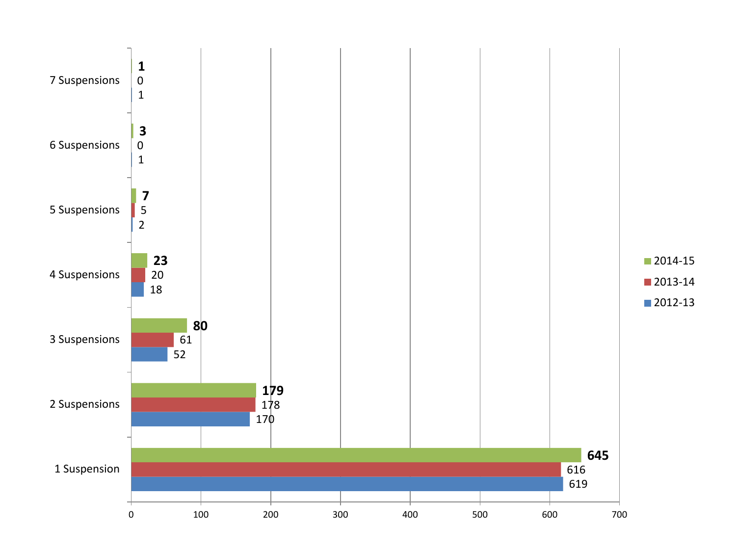| | 2014-15 | 2013-14 | 2012-13 |
|---|---|---|---|
| 7 Suspensions | **1** | 0 | 1 |
| 6 Suspensions | **3** | 0 | 1 |
| 5 Suspensions | **7** | 5 | 2 |
| 4 Suspensions | **23** | 20 | 18 |
| 3 Suspensions | **80** | 61 | 52 |
| 2 Suspensions | **179** | 178 | 170 |
| 1 Suspension | **645** | 616 | 619 |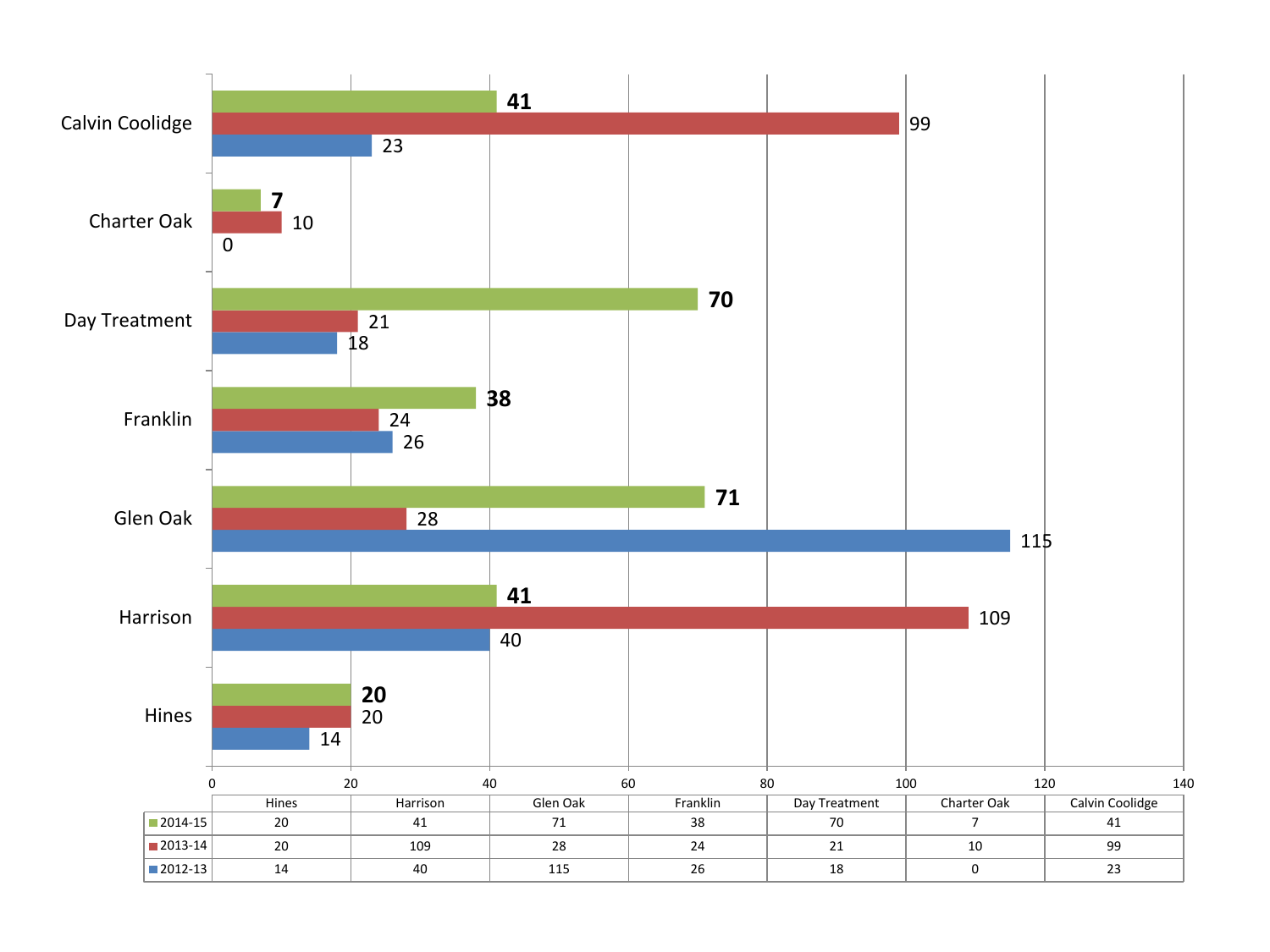| | Hines | Harrison | Glen Oak | Franklin | Day Treatment | Charter Oak | Calvin Coolidge |
|---|---|---|---|---|---|---|---|
| 2014-15 | 20 | 41 | 71 | 38 | 70 | 7 | 41 |
| 2013-14 | 20 | 109 | 28 | 24 | 21 | 10 | 99 |
| 2012-13 | 14 | 40 | 115 | 26 | 18 | 0 | 23 |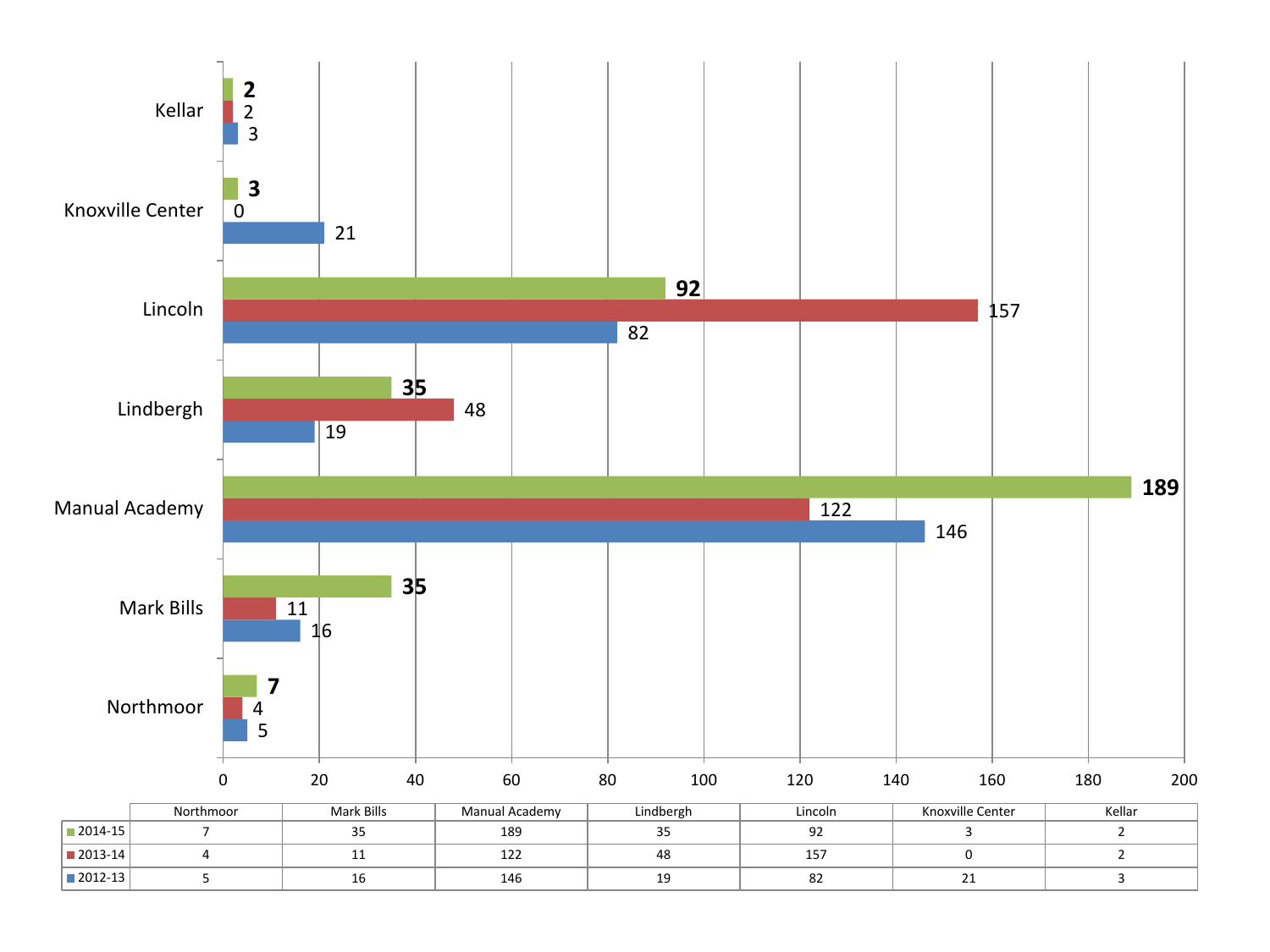| | Northmoor | Mark Bills | Manual Academy | Lindbergh | Lincoln | Knoxville Center | Kellar |
|---|---|---|---|---|---|---|---|
| 2014-15 | 7 | 35 | 189 | 35 | 92 | 3 | 2 |
| 2013-14 | 4 | 11 | 122 | 48 | 157 | 0 | 2 |
| 2012-13 | 5 | 16 | 146 | 19 | 82 | 21 | 3 |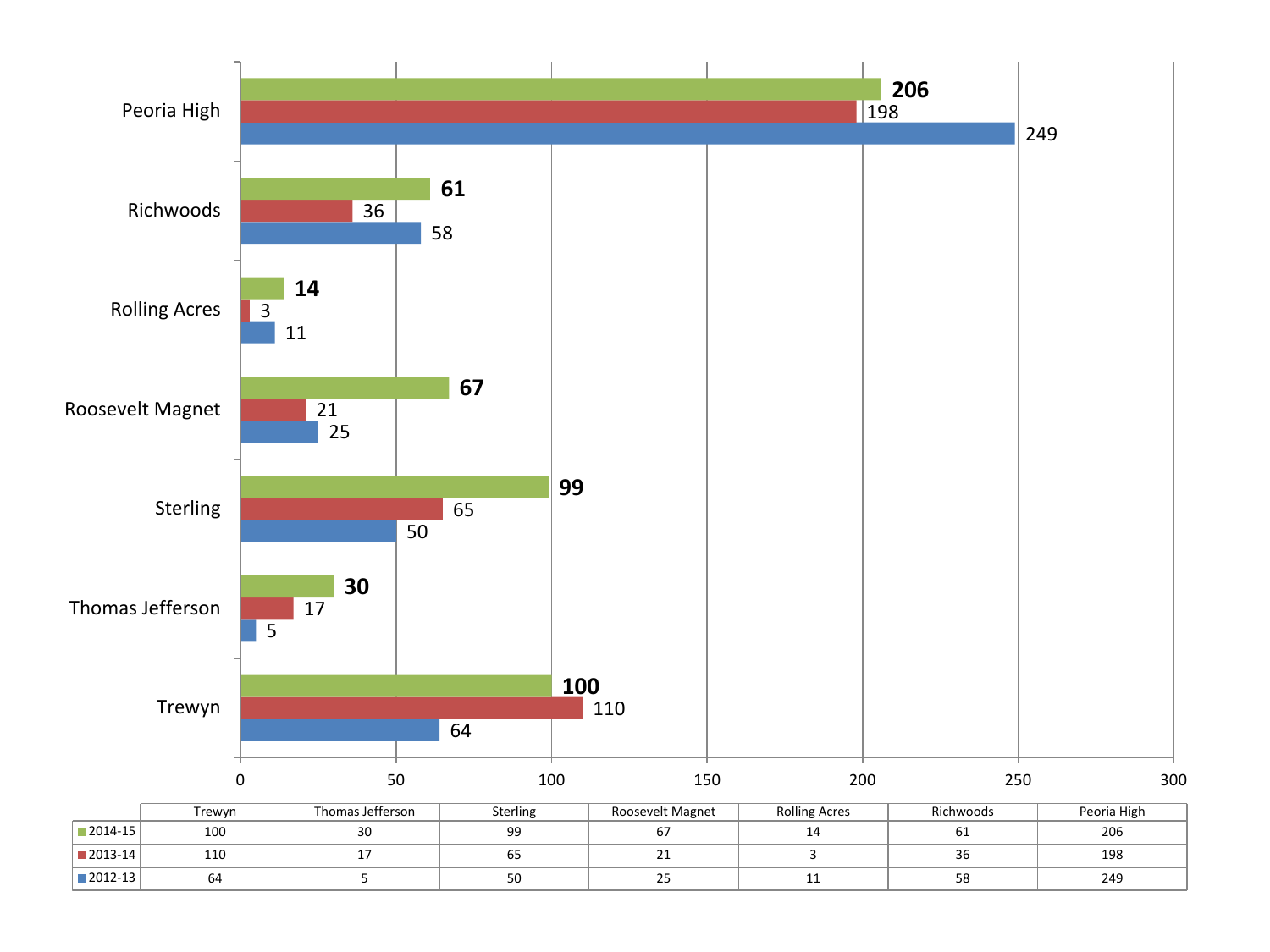| | Trewyn | Thomas Jefferson | Sterling | Roosevelt Magnet | Rolling Acres | Richwoods | Peoria High |
|---|---|---|---|---|---|---|---|
| 2014-15 | 100 | 30 | 99 | 67 | 14 | 61 | 206 |
| 2013-14 | 110 | 17 | 65 | 21 | 3 | 36 | 198 |
| 2012-13 | 64 | 5 | 50 | 25 | 11 | 58 | 249 |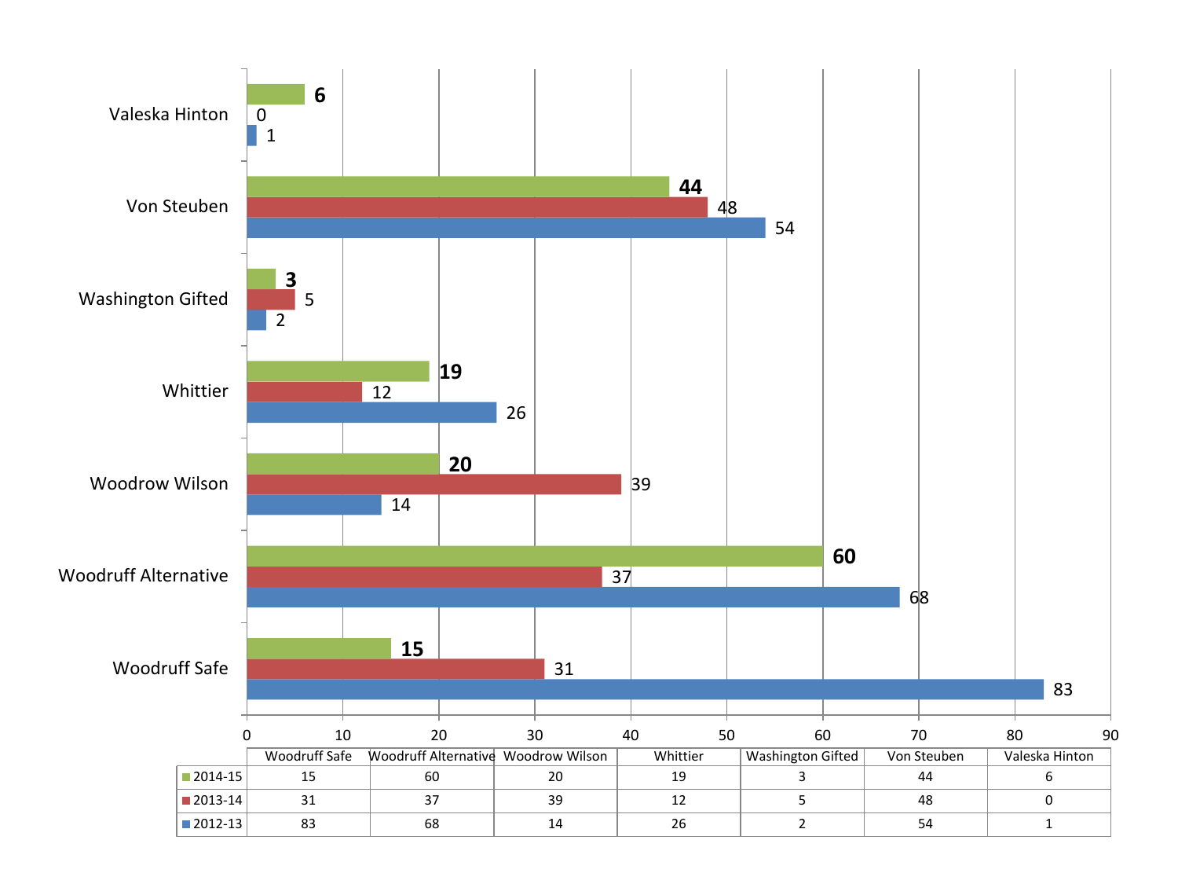| | Woodruff Safe | Woodruff Alternative | Woodrow Wilson | Whittier | Washington Gifted | Von Steuben | Valeska Hinton |
|---|---|---|---|---|---|---|---|
| 2014-15 | 15 | 60 | 20 | 19 | 3 | 44 | 6 |
| 2013-14 | 31 | 37 | 39 | 12 | 5 | 48 | 0 |
| 2012-13 | 83 | 68 | 14 | 26 | 2 | 54 | 1 |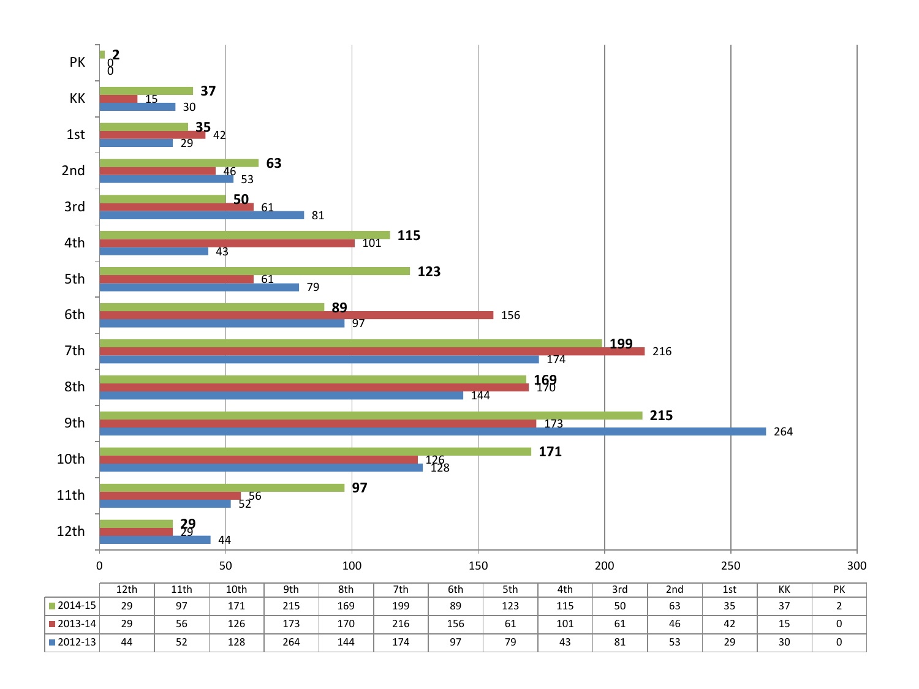| | 12th | 11th | 10th | 9th | 8th | 7th | 6th | 5th | 4th | 3rd | 2nd | 1st | KK | PK |
|---|---|---|---|---|---|---|---|---|---|---|---|---|---|---|
| 2014-15 | 29 | 97 | 171 | 215 | 169 | 199 | 89 | 123 | 115 | 50 | 63 | 35 | 37 | 2 |
| 2013-14 | 29 | 56 | 126 | 173 | 170 | 216 | 156 | 61 | 101 | 61 | 46 | 42 | 15 | 0 |
| 2012-13 | 44 | 52 | 128 | 264 | 144 | 174 | 97 | 79 | 43 | 81 | 53 | 29 | 30 | 0 |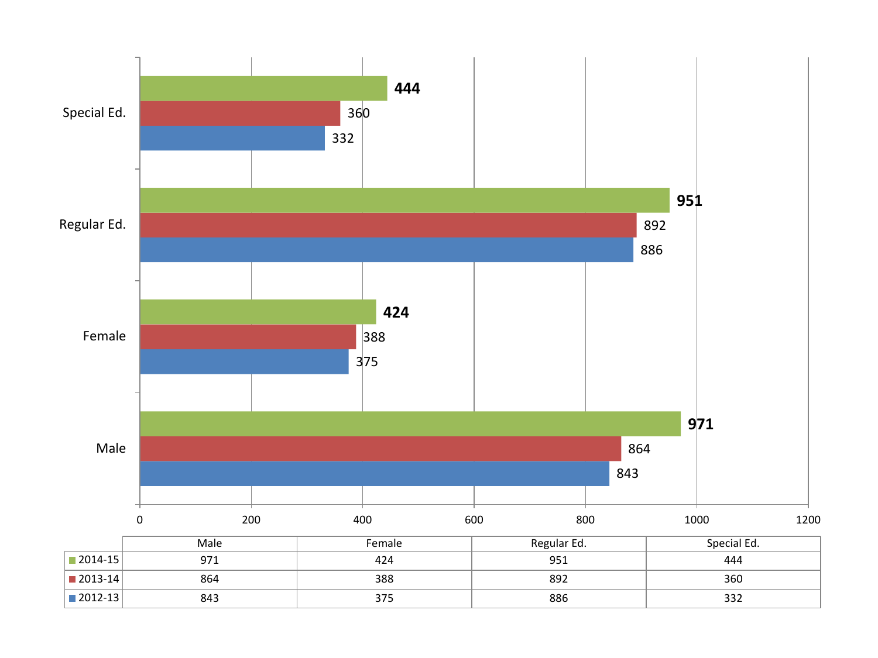| | Male | Female | Regular Ed. | Special Ed. |
| --- | --- | --- | --- | --- |
| 2014-15 | 971 | 424 | 951 | 444 |
| 2013-14 | 864 | 388 | 892 | 360 |
| 2012-13 | 843 | 375 | 886 | 332 |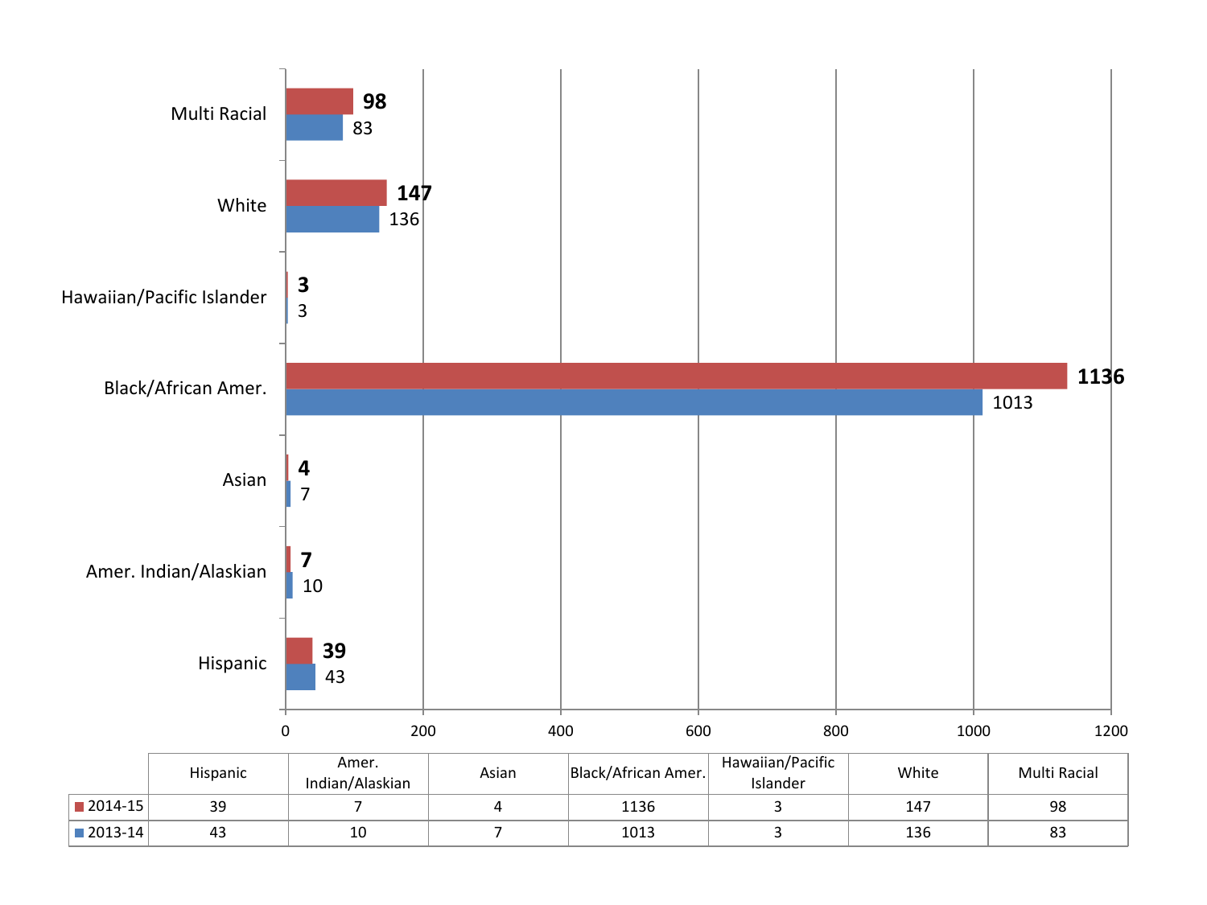|  | Hispanic | Amer. Indian/Alaskian | Asian | Black/African Amer. | Hawaiian/Pacific Islander | White | Multi Racial |
|---|---|---|---|---|---|---|---|
| 2014-15 | 39 | 7 | 4 | 1136 | 3 | 147 | 98 |
| 2013-14 | 43 | 10 | 7 | 1013 | 3 | 136 | 83 |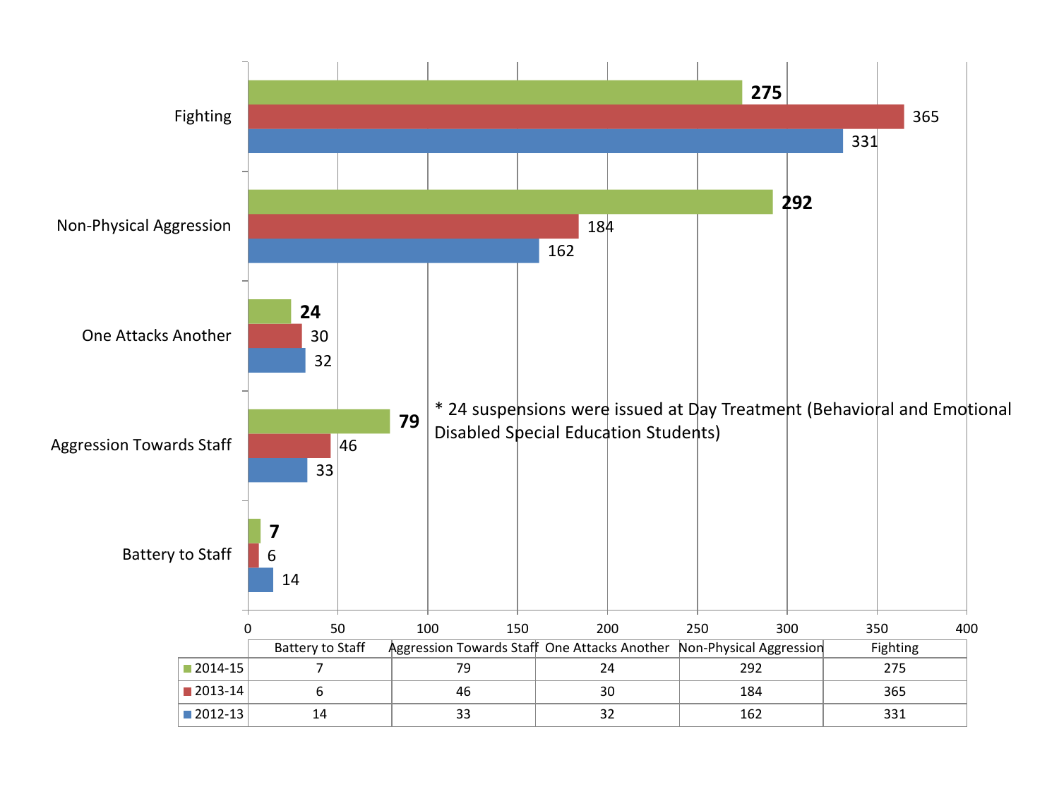* 24 suspensions were issued at Day Treatment (Behavioral and Emotional Disabled Special Education Students)

| | Battery to Staff | Aggression Towards Staff | One Attacks Another | Non-Physical Aggression | Fighting |
|---|---|---|---|---|---|
| 2014-15 | 7 | 79 | 24 | 292 | 275 |
| 2013-14 | 6 | 46 | 30 | 184 | 365 |
| 2012-13 | 14 | 33 | 32 | 162 | 331 |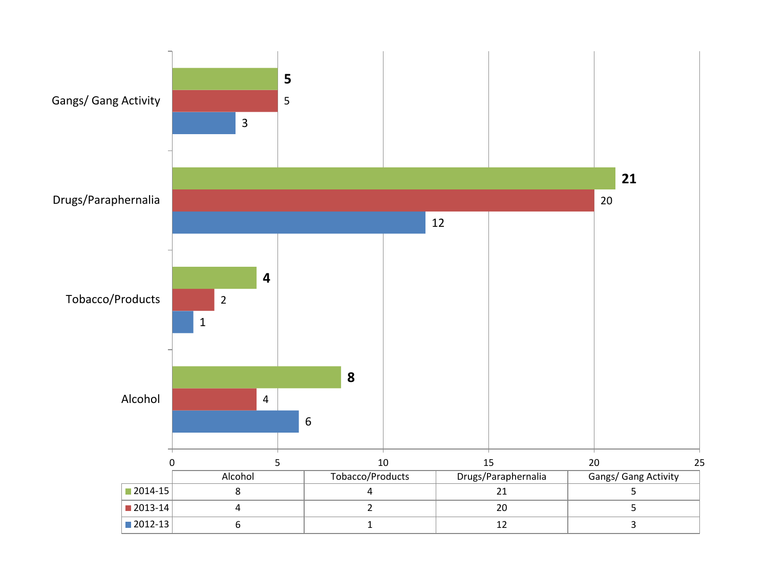| | Alcohol | Tobacco/Products | Drugs/Paraphernalia | Gangs/ Gang Activity |
|---|---|---|---|---|
| 2014-15 | 8 | 4 | 21 | 5 |
| 2013-14 | 4 | 2 | 20 | 5 |
| 2012-13 | 6 | 1 | 12 | 3 |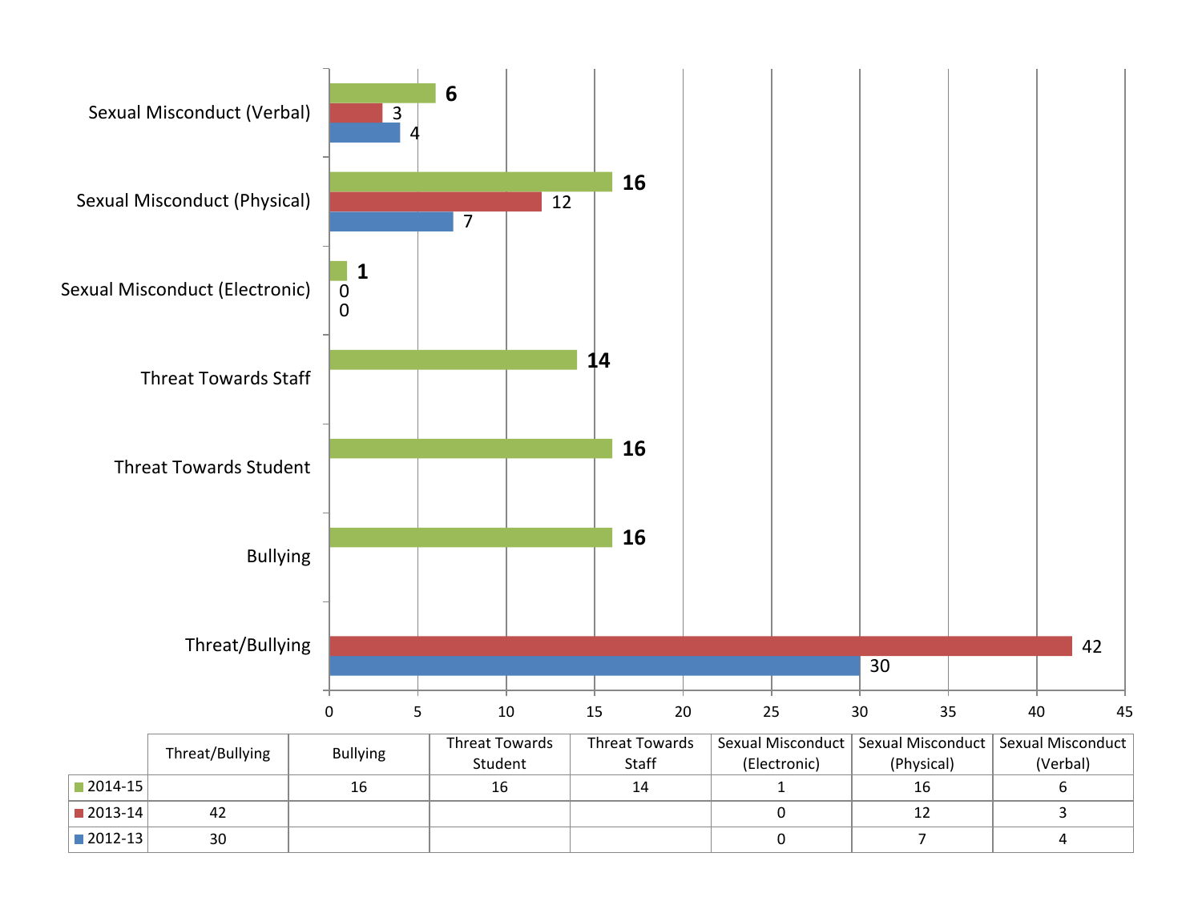|  | Threat/Bullying | Bullying | Threat Towards Student | Threat Towards Staff | Sexual Misconduct (Electronic) | Sexual Misconduct (Physical) | Sexual Misconduct (Verbal) |
|---|---|---|---|---|---|---|---|
| 2014-15 |  | 16 | 16 | 14 | 1 | 16 | 6 |
| 2013-14 | 42 |  |  |  | 0 | 12 | 3 |
| 2012-13 | 30 |  |  |  | 0 | 7 | 4 |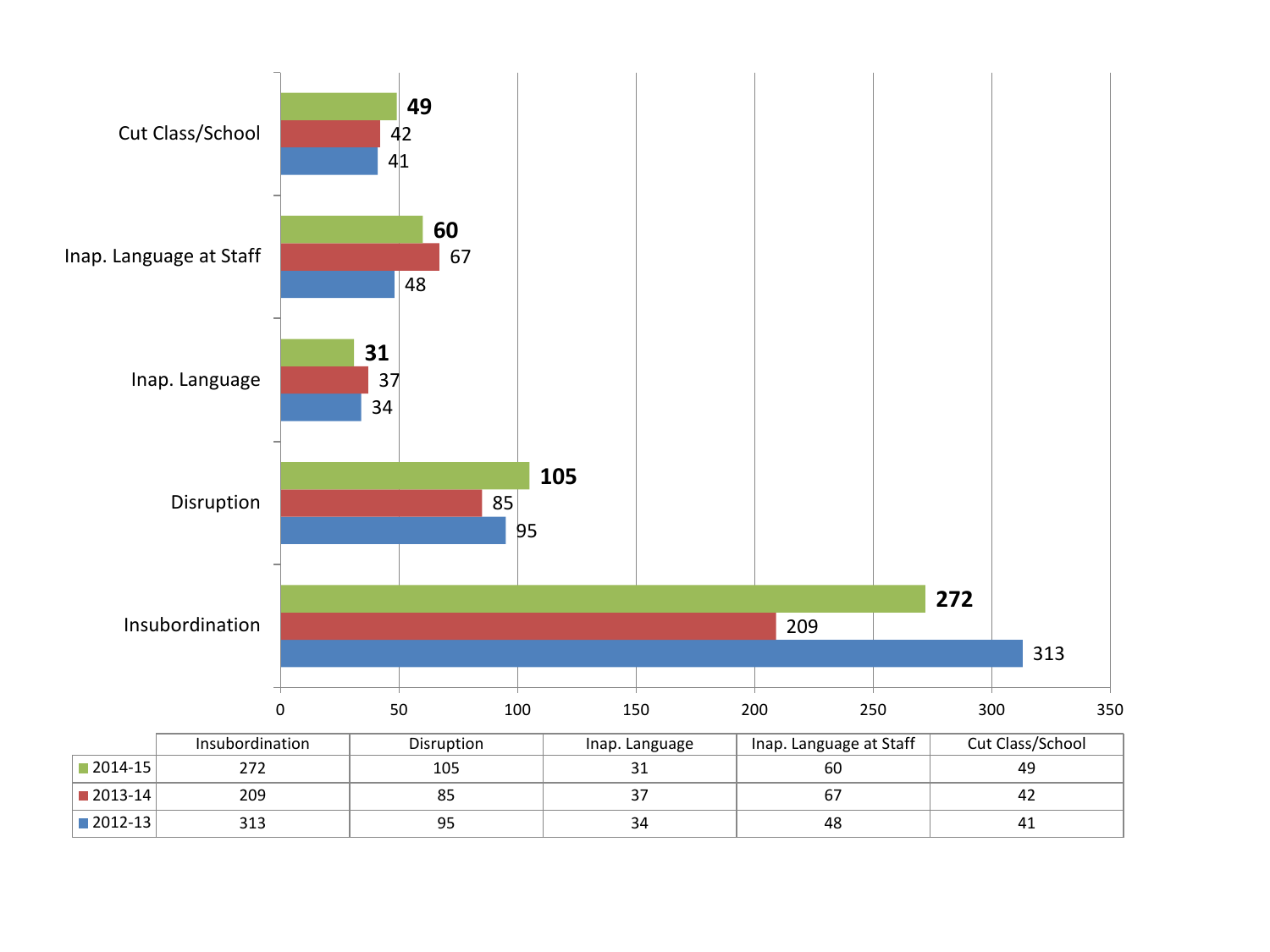| | Insubordination | Disruption | Inap. Language | Inap. Language at Staff | Cut Class/School |
|---|---|---|---|---|---|
| 2014-15 | 272 | 105 | 31 | 60 | 49 |
| 2013-14 | 209 | 85 | 37 | 67 | 42 |
| 2012-13 | 313 | 95 | 34 | 48 | 41 |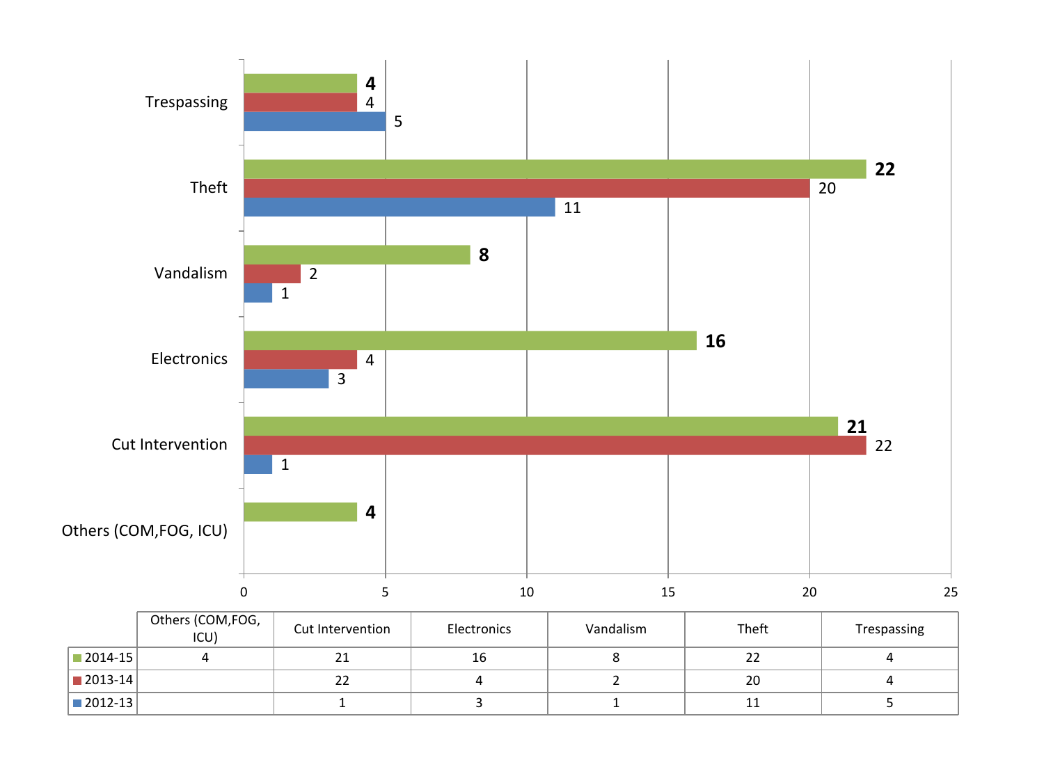| | Others (COM,FOG, ICU) | Cut Intervention | Electronics | Vandalism | Theft | Trespassing |
|---|---|---|---|---|---|---|
| 2014-15 | 4 | 21 | 16 | 8 | 22 | 4 |
| 2013-14 | | 22 | 4 | 2 | 20 | 4 |
| 2012-13 | | 1 | 3 | 1 | 11 | 5 |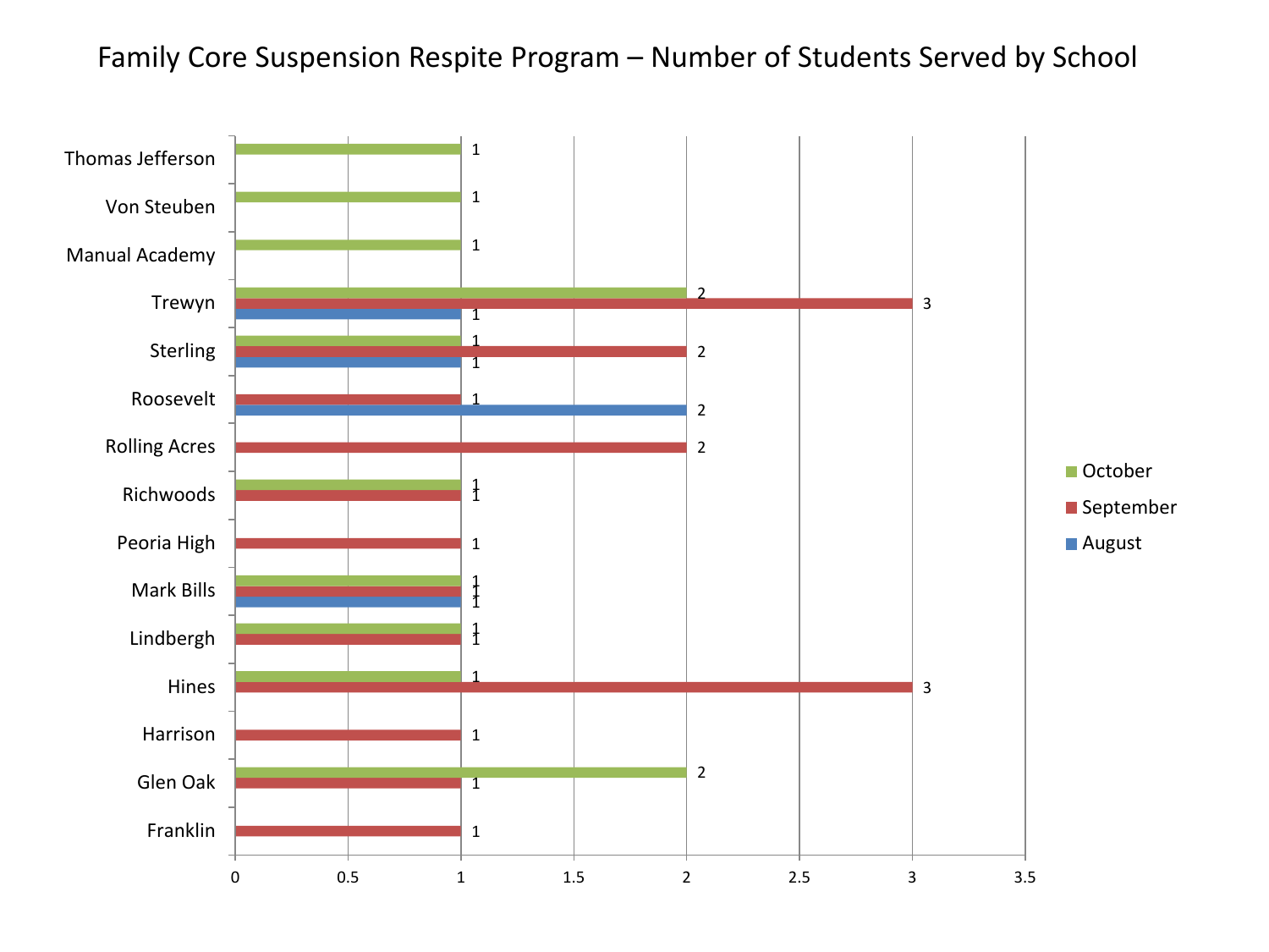# Family Core Suspension Respite Program – Number of Students Served by School

| School | August | September | October |
| --- | --- | --- | --- |
| Thomas Jefferson | | | 1 |
| Von Steuben | | | 1 |
| Manual Academy | | | 1 |
| Trewyn | 1 | 3 | 2 |
| Sterling | 1 | 2 | 1 |
| Roosevelt | 2 | 1 | |
| Rolling Acres | | 2 | |
| Richwoods | | 1 | 1 |
| Peoria High | | 1 | |
| Mark Bills | 1 | 1 | 1 |
| Lindbergh | | 1 | 1 |
| Hines | | 3 | 1 |
| Harrison | | 1 | |
| Glen Oak | | 1 | 2 |
| Franklin | | 1 | |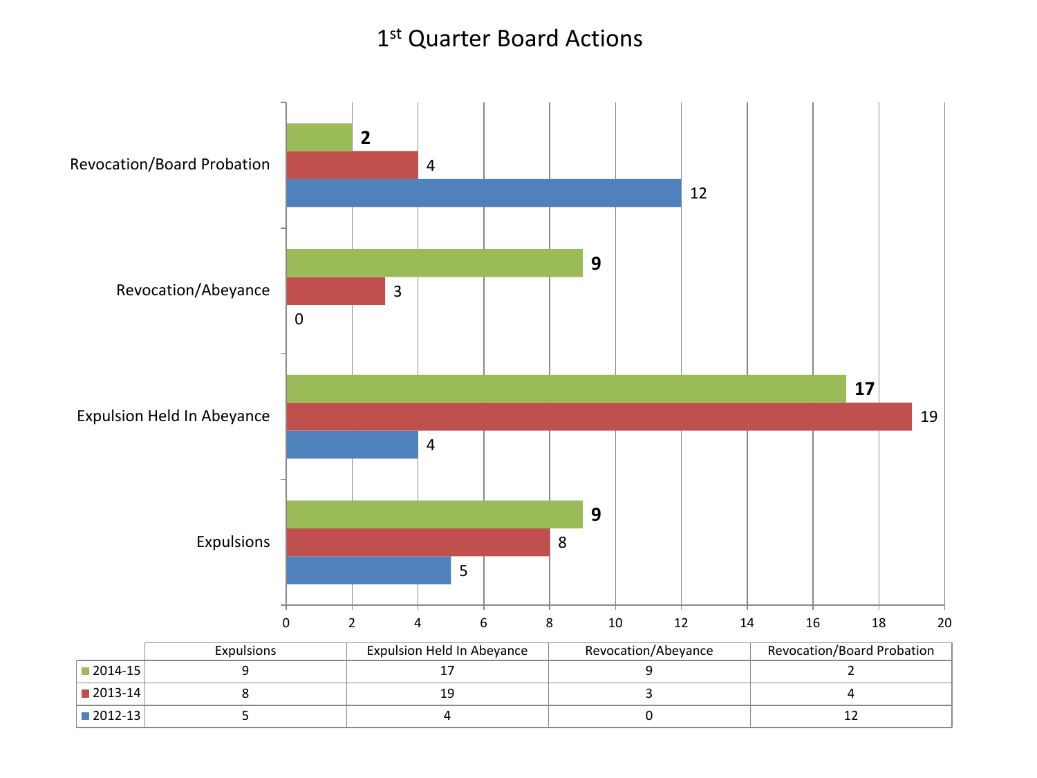# 1st Quarter Board Actions

Revocation/Board Probation

2

4

12

Revocation/Abeyance

9

3

0

Expulsion Held In Abeyance

17

19

4

Expulsions

9

8

5

0 2 4 6 8 10 12 14 16 18 20

| | Expulsions | Expulsion Held In Abeyance | Revocation/Abeyance | Revocation/Board Probation |
|---|---|---|---|---|
| 2014-15 | 9 | 17 | 9 | 2 |
| 2013-14 | 8 | 19 | 3 | 4 |
| 2012-13 | 5 | 4 | 0 | 12 |